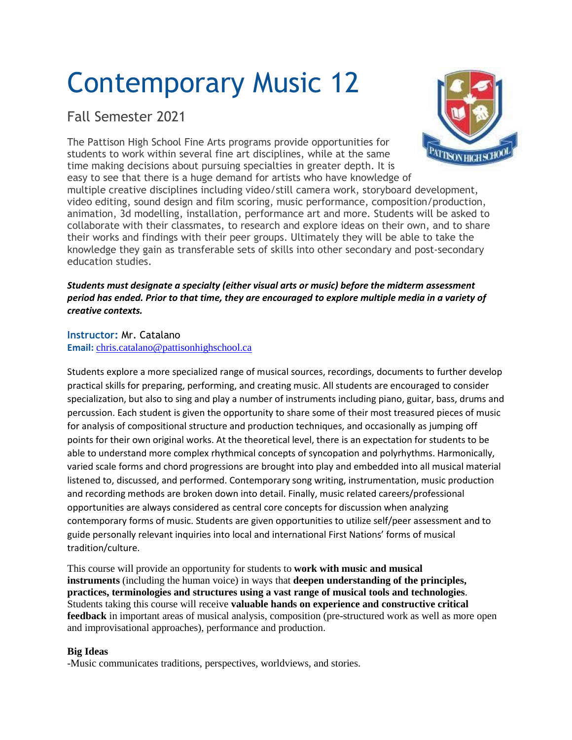# Contemporary Music 12

## Fall Semester 2021

The Pattison High School Fine Arts programs provide opportunities for students to work within several fine art disciplines, while at the same time making decisions about pursuing specialties in greater depth. It is easy to see that there is a huge demand for artists who have knowledge of multiple creative disciplines including video/still camera work, storyboard development, video editing, sound design and film scoring, music performance, composition/production, animation, 3d modelling, installation, performance art and more. Students will be asked to collaborate with their classmates, to research and explore ideas on their own, and to share their works and findings with their peer groups. Ultimately they will be able to take the knowledge they gain as transferable sets of skills into other secondary and post-secondary education studies.

***Students must designate a specialty (either visual arts or music) before the midterm assessment period has ended. Prior to that time, they are encouraged to explore multiple media in a variety of creative contexts.***

**Instructor:** Mr. Catalano
**Email:** chris.catalano@pattisonhighschool.ca

Students explore a more specialized range of musical sources, recordings, documents to further develop practical skills for preparing, performing, and creating music. All students are encouraged to consider specialization, but also to sing and play a number of instruments including piano, guitar, bass, drums and percussion. Each student is given the opportunity to share some of their most treasured pieces of music for analysis of compositional structure and production techniques, and occasionally as jumping off points for their own original works. At the theoretical level, there is an expectation for students to be able to understand more complex rhythmical concepts of syncopation and polyrhythms. Harmonically, varied scale forms and chord progressions are brought into play and embedded into all musical material listened to, discussed, and performed. Contemporary song writing, instrumentation, music production and recording methods are broken down into detail. Finally, music related careers/professional opportunities are always considered as central core concepts for discussion when analyzing contemporary forms of music. Students are given opportunities to utilize self/peer assessment and to guide personally relevant inquiries into local and international First Nations' forms of musical tradition/culture.

This course will provide an opportunity for students to **work with music and musical instruments** (including the human voice) in ways that **deepen understanding of the principles, practices, terminologies and structures using a vast range of musical tools and technologies**. Students taking this course will receive **valuable hands on experience and constructive critical feedback** in important areas of musical analysis, composition (pre-structured work as well as more open and improvisational approaches), performance and production.

**Big Ideas**

-Music communicates traditions, perspectives, worldviews, and stories.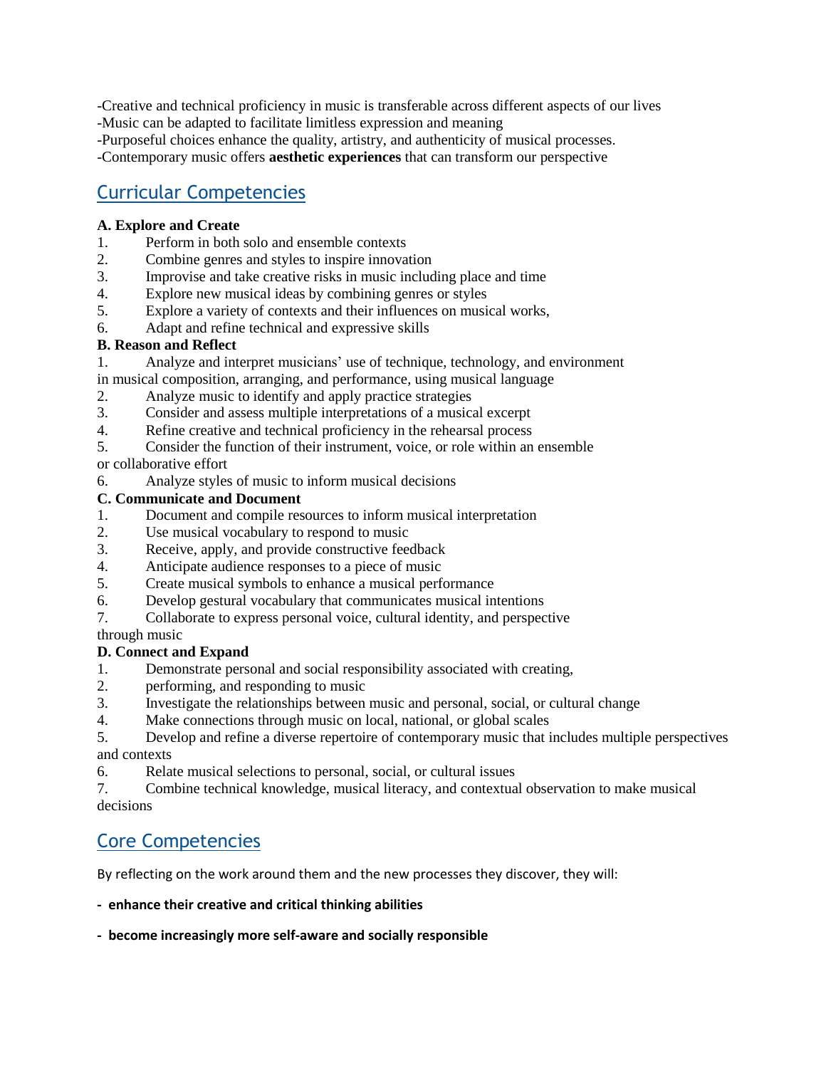-Creative and technical proficiency in music is transferable across different aspects of our lives
-Music can be adapted to facilitate limitless expression and meaning
-Purposeful choices enhance the quality, artistry, and authenticity of musical processes.
-Contemporary music offers **aesthetic experiences** that can transform our perspective

## Curricular Competencies

**A. Explore and Create**

1. Perform in both solo and ensemble contexts
2. Combine genres and styles to inspire innovation
3. Improvise and take creative risks in music including place and time
4. Explore new musical ideas by combining genres or styles
5. Explore a variety of contexts and their influences on musical works,
6. Adapt and refine technical and expressive skills

**B. Reason and Reflect**

1. Analyze and interpret musicians' use of technique, technology, and environment in musical composition, arranging, and performance, using musical language
2. Analyze music to identify and apply practice strategies
3. Consider and assess multiple interpretations of a musical excerpt
4. Refine creative and technical proficiency in the rehearsal process
5. Consider the function of their instrument, voice, or role within an ensemble or collaborative effort
6. Analyze styles of music to inform musical decisions

**C. Communicate and Document**

1. Document and compile resources to inform musical interpretation
2. Use musical vocabulary to respond to music
3. Receive, apply, and provide constructive feedback
4. Anticipate audience responses to a piece of music
5. Create musical symbols to enhance a musical performance
6. Develop gestural vocabulary that communicates musical intentions
7. Collaborate to express personal voice, cultural identity, and perspective through music

**D. Connect and Expand**

1. Demonstrate personal and social responsibility associated with creating,
2. performing, and responding to music
3. Investigate the relationships between music and personal, social, or cultural change
4. Make connections through music on local, national, or global scales
5. Develop and refine a diverse repertoire of contemporary music that includes multiple perspectives and contexts
6. Relate musical selections to personal, social, or cultural issues
7. Combine technical knowledge, musical literacy, and contextual observation to make musical decisions

## Core Competencies

By reflecting on the work around them and the new processes they discover, they will:

- **enhance their creative and critical thinking abilities**
- **become increasingly more self-aware and socially responsible**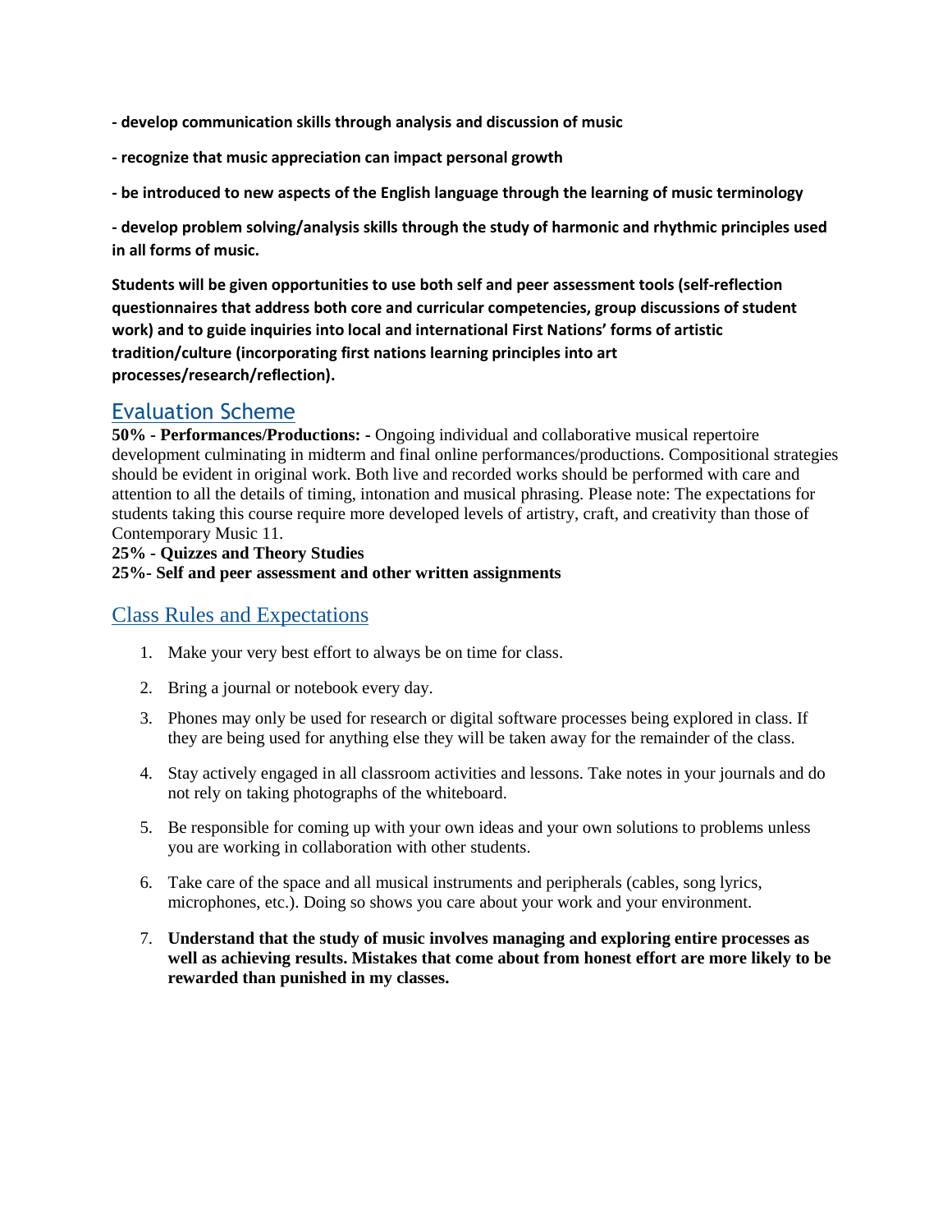**- develop communication skills through analysis and discussion of music**

**- recognize that music appreciation can impact personal growth**

**- be introduced to new aspects of the English language through the learning of music terminology**

**- develop problem solving/analysis skills through the study of harmonic and rhythmic principles used in all forms of music.**

**Students will be given opportunities to use both self and peer assessment tools (self-reflection questionnaires that address both core and curricular competencies, group discussions of student work) and to guide inquiries into local and international First Nations' forms of artistic tradition/culture (incorporating first nations learning principles into art processes/research/reflection).**

## Evaluation Scheme

**50% - Performances/Productions: -** Ongoing individual and collaborative musical repertoire development culminating in midterm and final online performances/productions. Compositional strategies should be evident in original work. Both live and recorded works should be performed with care and attention to all the details of timing, intonation and musical phrasing. Please note: The expectations for students taking this course require more developed levels of artistry, craft, and creativity than those of Contemporary Music 11.

**25% - Quizzes and Theory Studies**

**25%- Self and peer assessment and other written assignments**

## Class Rules and Expectations

1. Make your very best effort to always be on time for class.
2. Bring a journal or notebook every day.
3. Phones may only be used for research or digital software processes being explored in class. If they are being used for anything else they will be taken away for the remainder of the class.
4. Stay actively engaged in all classroom activities and lessons. Take notes in your journals and do not rely on taking photographs of the whiteboard.
5. Be responsible for coming up with your own ideas and your own solutions to problems unless you are working in collaboration with other students.
6. Take care of the space and all musical instruments and peripherals (cables, song lyrics, microphones, etc.). Doing so shows you care about your work and your environment.
7. **Understand that the study of music involves managing and exploring entire processes as well as achieving results. Mistakes that come about from honest effort are more likely to be rewarded than punished in my classes.**